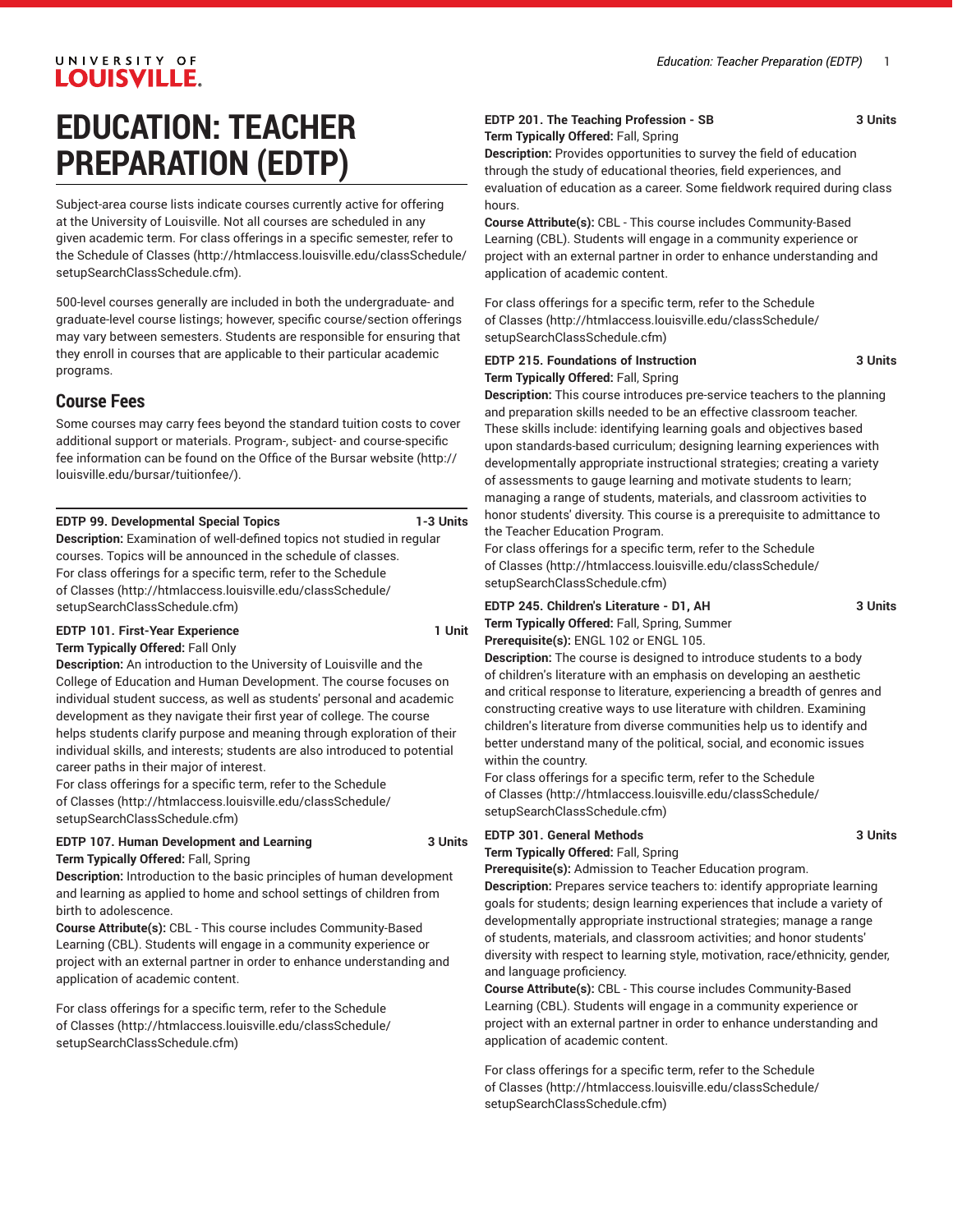# EDUCATION: TEACHER PREPARATION (EDTP)

Subject-area course lists indicate courses currently active for offering at the University of Louisville. Not all courses are scheduled in any given academic term. For class offerings in a specific semester, refer to the Schedule of Classes (http://htmlaccess.louisville.edu/classSchedule/setupSearchClassSchedule.cfm).

500-level courses generally are included in both the undergraduate- and graduate-level course listings; however, specific course/section offerings may vary between semesters. Students are responsible for ensuring that they enroll in courses that are applicable to their particular academic programs.

## Course Fees

Some courses may carry fees beyond the standard tuition costs to cover additional support or materials. Program-, subject- and course-specific fee information can be found on the Office of the Bursar website (http://louisville.edu/bursar/tuitionfee/).

**EDTP 99. Developmental Special Topics** **1-3 Units**
**Description:** Examination of well-defined topics not studied in regular courses. Topics will be announced in the schedule of classes.
For class offerings for a specific term, refer to the Schedule of Classes (http://htmlaccess.louisville.edu/classSchedule/setupSearchClassSchedule.cfm)

**EDTP 101. First-Year Experience** **1 Unit**
**Term Typically Offered:** Fall Only
**Description:** An introduction to the University of Louisville and the College of Education and Human Development. The course focuses on individual student success, as well as students' personal and academic development as they navigate their first year of college. The course helps students clarify purpose and meaning through exploration of their individual skills, and interests; students are also introduced to potential career paths in their major of interest.
For class offerings for a specific term, refer to the Schedule of Classes (http://htmlaccess.louisville.edu/classSchedule/setupSearchClassSchedule.cfm)

**EDTP 107. Human Development and Learning** **3 Units**
**Term Typically Offered:** Fall, Spring
**Description:** Introduction to the basic principles of human development and learning as applied to home and school settings of children from birth to adolescence.
**Course Attribute(s):** CBL - This course includes Community-Based Learning (CBL). Students will engage in a community experience or project with an external partner in order to enhance understanding and application of academic content.

For class offerings for a specific term, refer to the Schedule of Classes (http://htmlaccess.louisville.edu/classSchedule/setupSearchClassSchedule.cfm)

**EDTP 201. The Teaching Profession - SB** **3 Units**
**Term Typically Offered:** Fall, Spring
**Description:** Provides opportunities to survey the field of education through the study of educational theories, field experiences, and evaluation of education as a career. Some fieldwork required during class hours.
**Course Attribute(s):** CBL - This course includes Community-Based Learning (CBL). Students will engage in a community experience or project with an external partner in order to enhance understanding and application of academic content.

For class offerings for a specific term, refer to the Schedule of Classes (http://htmlaccess.louisville.edu/classSchedule/setupSearchClassSchedule.cfm)

**EDTP 215. Foundations of Instruction** **3 Units**
**Term Typically Offered:** Fall, Spring
**Description:** This course introduces pre-service teachers to the planning and preparation skills needed to be an effective classroom teacher. These skills include: identifying learning goals and objectives based upon standards-based curriculum; designing learning experiences with developmentally appropriate instructional strategies; creating a variety of assessments to gauge learning and motivate students to learn; managing a range of students, materials, and classroom activities to honor students' diversity. This course is a prerequisite to admittance to the Teacher Education Program.
For class offerings for a specific term, refer to the Schedule of Classes (http://htmlaccess.louisville.edu/classSchedule/setupSearchClassSchedule.cfm)

**EDTP 245. Children's Literature - D1, AH** **3 Units**
**Term Typically Offered:** Fall, Spring, Summer
**Prerequisite(s):** ENGL 102 or ENGL 105.
**Description:** The course is designed to introduce students to a body of children's literature with an emphasis on developing an aesthetic and critical response to literature, experiencing a breadth of genres and constructing creative ways to use literature with children. Examining children's literature from diverse communities help us to identify and better understand many of the political, social, and economic issues within the country.
For class offerings for a specific term, refer to the Schedule of Classes (http://htmlaccess.louisville.edu/classSchedule/setupSearchClassSchedule.cfm)

**EDTP 301. General Methods** **3 Units**
**Term Typically Offered:** Fall, Spring
**Prerequisite(s):** Admission to Teacher Education program.
**Description:** Prepares service teachers to: identify appropriate learning goals for students; design learning experiences that include a variety of developmentally appropriate instructional strategies; manage a range of students, materials, and classroom activities; and honor students' diversity with respect to learning style, motivation, race/ethnicity, gender, and language proficiency.
**Course Attribute(s):** CBL - This course includes Community-Based Learning (CBL). Students will engage in a community experience or project with an external partner in order to enhance understanding and application of academic content.

For class offerings for a specific term, refer to the Schedule of Classes (http://htmlaccess.louisville.edu/classSchedule/setupSearchClassSchedule.cfm)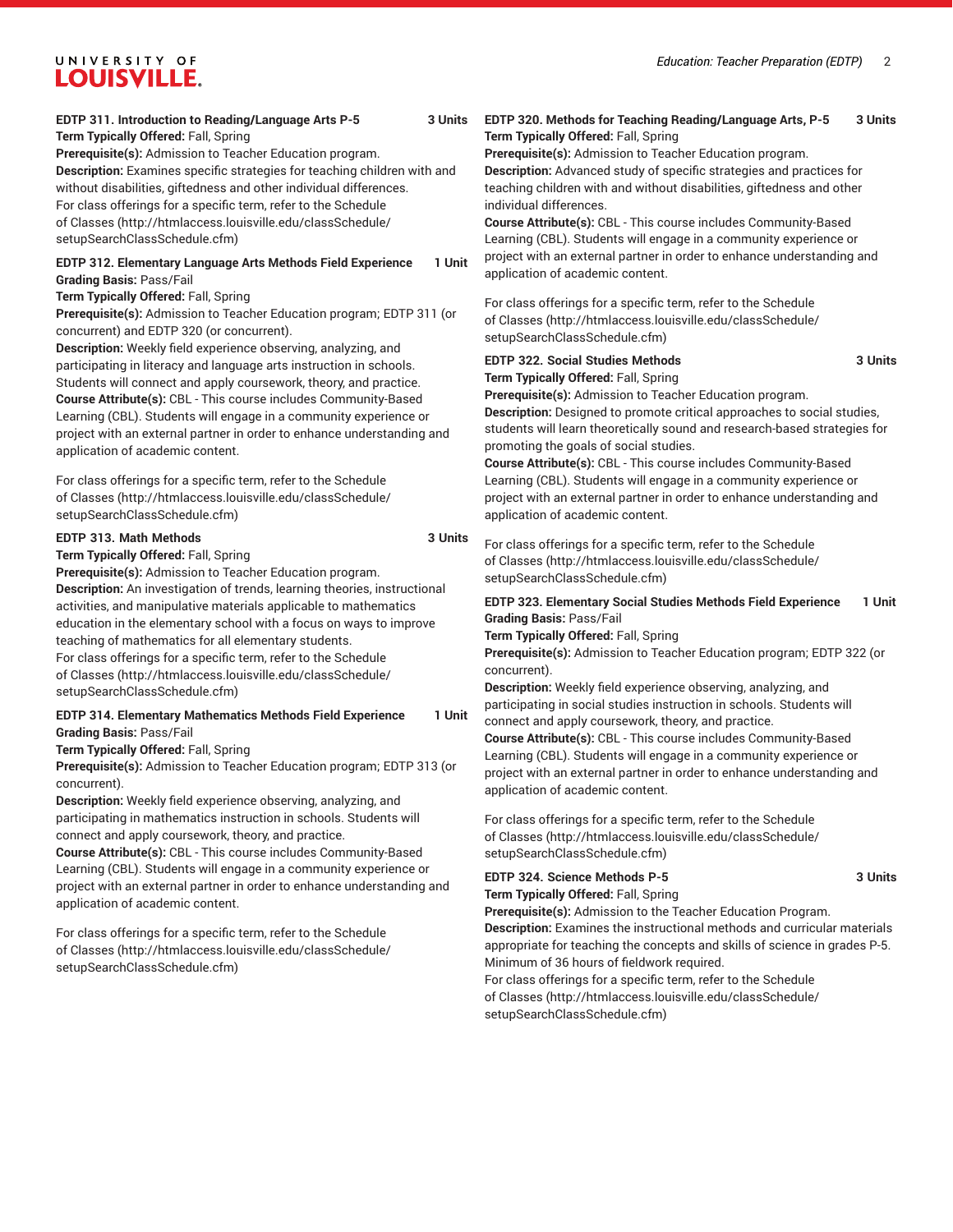**EDTP 311. Introduction to Reading/Language Arts P-5 3 Units**
**Term Typically Offered:** Fall, Spring
**Prerequisite(s):** Admission to Teacher Education program.
**Description:** Examines specific strategies for teaching children with and without disabilities, giftedness and other individual differences.
For class offerings for a specific term, refer to the Schedule of Classes (http://htmlaccess.louisville.edu/classSchedule/setupSearchClassSchedule.cfm)

**EDTP 312. Elementary Language Arts Methods Field Experience 1 Unit**
**Grading Basis:** Pass/Fail
**Term Typically Offered:** Fall, Spring
**Prerequisite(s):** Admission to Teacher Education program; EDTP 311 (or concurrent) and EDTP 320 (or concurrent).
**Description:** Weekly field experience observing, analyzing, and participating in literacy and language arts instruction in schools. Students will connect and apply coursework, theory, and practice.
**Course Attribute(s):** CBL - This course includes Community-Based Learning (CBL). Students will engage in a community experience or project with an external partner in order to enhance understanding and application of academic content.

For class offerings for a specific term, refer to the Schedule of Classes (http://htmlaccess.louisville.edu/classSchedule/setupSearchClassSchedule.cfm)

**EDTP 313. Math Methods 3 Units**
**Term Typically Offered:** Fall, Spring
**Prerequisite(s):** Admission to Teacher Education program.
**Description:** An investigation of trends, learning theories, instructional activities, and manipulative materials applicable to mathematics education in the elementary school with a focus on ways to improve teaching of mathematics for all elementary students.
For class offerings for a specific term, refer to the Schedule of Classes (http://htmlaccess.louisville.edu/classSchedule/setupSearchClassSchedule.cfm)

**EDTP 314. Elementary Mathematics Methods Field Experience 1 Unit**
**Grading Basis:** Pass/Fail
**Term Typically Offered:** Fall, Spring
**Prerequisite(s):** Admission to Teacher Education program; EDTP 313 (or concurrent).
**Description:** Weekly field experience observing, analyzing, and participating in mathematics instruction in schools. Students will connect and apply coursework, theory, and practice.
**Course Attribute(s):** CBL - This course includes Community-Based Learning (CBL). Students will engage in a community experience or project with an external partner in order to enhance understanding and application of academic content.

For class offerings for a specific term, refer to the Schedule of Classes (http://htmlaccess.louisville.edu/classSchedule/setupSearchClassSchedule.cfm)

**EDTP 320. Methods for Teaching Reading/Language Arts, P-5 3 Units**
**Term Typically Offered:** Fall, Spring
**Prerequisite(s):** Admission to Teacher Education program.
**Description:** Advanced study of specific strategies and practices for teaching children with and without disabilities, giftedness and other individual differences.
**Course Attribute(s):** CBL - This course includes Community-Based Learning (CBL). Students will engage in a community experience or project with an external partner in order to enhance understanding and application of academic content.

For class offerings for a specific term, refer to the Schedule of Classes (http://htmlaccess.louisville.edu/classSchedule/setupSearchClassSchedule.cfm)

**EDTP 322. Social Studies Methods 3 Units**
**Term Typically Offered:** Fall, Spring
**Prerequisite(s):** Admission to Teacher Education program.
**Description:** Designed to promote critical approaches to social studies, students will learn theoretically sound and research-based strategies for promoting the goals of social studies.
**Course Attribute(s):** CBL - This course includes Community-Based Learning (CBL). Students will engage in a community experience or project with an external partner in order to enhance understanding and application of academic content.

For class offerings for a specific term, refer to the Schedule of Classes (http://htmlaccess.louisville.edu/classSchedule/setupSearchClassSchedule.cfm)

**EDTP 323. Elementary Social Studies Methods Field Experience 1 Unit**
**Grading Basis:** Pass/Fail
**Term Typically Offered:** Fall, Spring
**Prerequisite(s):** Admission to Teacher Education program; EDTP 322 (or concurrent).
**Description:** Weekly field experience observing, analyzing, and participating in social studies instruction in schools. Students will connect and apply coursework, theory, and practice.
**Course Attribute(s):** CBL - This course includes Community-Based Learning (CBL). Students will engage in a community experience or project with an external partner in order to enhance understanding and application of academic content.

For class offerings for a specific term, refer to the Schedule of Classes (http://htmlaccess.louisville.edu/classSchedule/setupSearchClassSchedule.cfm)

**EDTP 324. Science Methods P-5 3 Units**
**Term Typically Offered:** Fall, Spring
**Prerequisite(s):** Admission to the Teacher Education Program.
**Description:** Examines the instructional methods and curricular materials appropriate for teaching the concepts and skills of science in grades P-5. Minimum of 36 hours of fieldwork required.
For class offerings for a specific term, refer to the Schedule of Classes (http://htmlaccess.louisville.edu/classSchedule/setupSearchClassSchedule.cfm)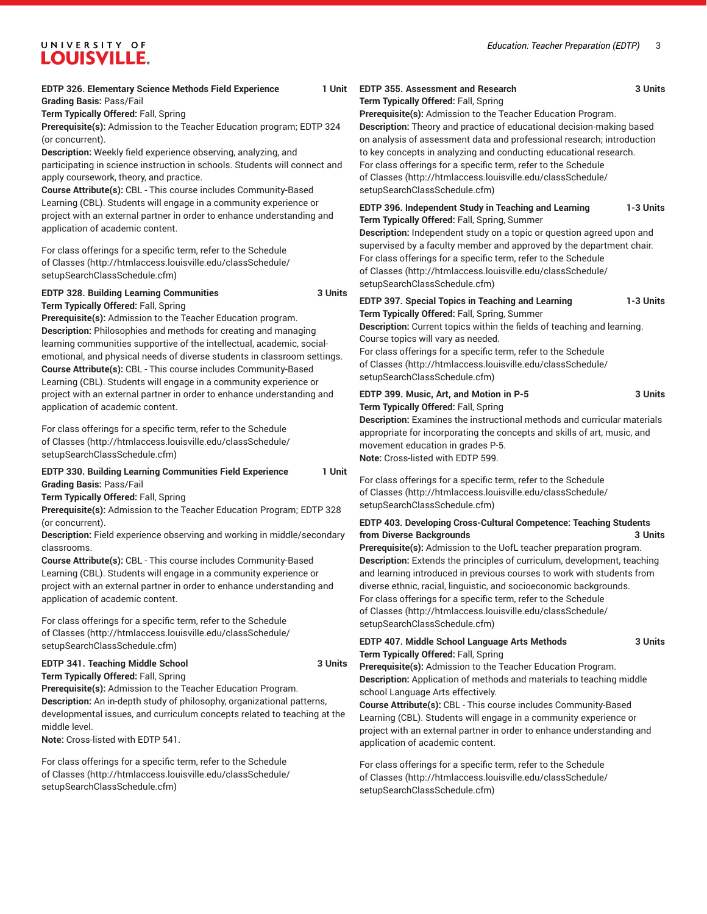**EDTP 326. Elementary Science Methods Field Experience** **1 Unit**
**Grading Basis:** Pass/Fail
**Term Typically Offered:** Fall, Spring
**Prerequisite(s):** Admission to the Teacher Education program; EDTP 324 (or concurrent).
**Description:** Weekly field experience observing, analyzing, and participating in science instruction in schools. Students will connect and apply coursework, theory, and practice.
**Course Attribute(s):** CBL - This course includes Community-Based Learning (CBL). Students will engage in a community experience or project with an external partner in order to enhance understanding and application of academic content.

For class offerings for a specific term, refer to the Schedule of Classes (http://htmlaccess.louisville.edu/classSchedule/setupSearchClassSchedule.cfm)

**EDTP 328. Building Learning Communities** **3 Units**
**Term Typically Offered:** Fall, Spring
**Prerequisite(s):** Admission to the Teacher Education program.
**Description:** Philosophies and methods for creating and managing learning communities supportive of the intellectual, academic, social-emotional, and physical needs of diverse students in classroom settings.
**Course Attribute(s):** CBL - This course includes Community-Based Learning (CBL). Students will engage in a community experience or project with an external partner in order to enhance understanding and application of academic content.

For class offerings for a specific term, refer to the Schedule of Classes (http://htmlaccess.louisville.edu/classSchedule/setupSearchClassSchedule.cfm)

**EDTP 330. Building Learning Communities Field Experience** **1 Unit**
**Grading Basis:** Pass/Fail
**Term Typically Offered:** Fall, Spring
**Prerequisite(s):** Admission to the Teacher Education Program; EDTP 328 (or concurrent).
**Description:** Field experience observing and working in middle/secondary classrooms.
**Course Attribute(s):** CBL - This course includes Community-Based Learning (CBL). Students will engage in a community experience or project with an external partner in order to enhance understanding and application of academic content.

For class offerings for a specific term, refer to the Schedule of Classes (http://htmlaccess.louisville.edu/classSchedule/setupSearchClassSchedule.cfm)

**EDTP 341. Teaching Middle School** **3 Units**
**Term Typically Offered:** Fall, Spring
**Prerequisite(s):** Admission to the Teacher Education Program.
**Description:** An in-depth study of philosophy, organizational patterns, developmental issues, and curriculum concepts related to teaching at the middle level.
**Note:** Cross-listed with EDTP 541.

For class offerings for a specific term, refer to the Schedule of Classes (http://htmlaccess.louisville.edu/classSchedule/setupSearchClassSchedule.cfm)

**EDTP 355. Assessment and Research** **3 Units**
**Term Typically Offered:** Fall, Spring
**Prerequisite(s):** Admission to the Teacher Education Program.
**Description:** Theory and practice of educational decision-making based on analysis of assessment data and professional research; introduction to key concepts in analyzing and conducting educational research.
For class offerings for a specific term, refer to the Schedule of Classes (http://htmlaccess.louisville.edu/classSchedule/setupSearchClassSchedule.cfm)

**EDTP 396. Independent Study in Teaching and Learning** **1-3 Units**
**Term Typically Offered:** Fall, Spring, Summer
**Description:** Independent study on a topic or question agreed upon and supervised by a faculty member and approved by the department chair.
For class offerings for a specific term, refer to the Schedule of Classes (http://htmlaccess.louisville.edu/classSchedule/setupSearchClassSchedule.cfm)

**EDTP 397. Special Topics in Teaching and Learning** **1-3 Units**
**Term Typically Offered:** Fall, Spring, Summer
**Description:** Current topics within the fields of teaching and learning. Course topics will vary as needed.
For class offerings for a specific term, refer to the Schedule of Classes (http://htmlaccess.louisville.edu/classSchedule/setupSearchClassSchedule.cfm)

**EDTP 399. Music, Art, and Motion in P-5** **3 Units**
**Term Typically Offered:** Fall, Spring
**Description:** Examines the instructional methods and curricular materials appropriate for incorporating the concepts and skills of art, music, and movement education in grades P-5.
**Note:** Cross-listed with EDTP 599.

For class offerings for a specific term, refer to the Schedule of Classes (http://htmlaccess.louisville.edu/classSchedule/setupSearchClassSchedule.cfm)

**EDTP 403. Developing Cross-Cultural Competence: Teaching Students from Diverse Backgrounds** **3 Units**
**Prerequisite(s):** Admission to the UofL teacher preparation program.
**Description:** Extends the principles of curriculum, development, teaching and learning introduced in previous courses to work with students from diverse ethnic, racial, linguistic, and socioeconomic backgrounds.
For class offerings for a specific term, refer to the Schedule of Classes (http://htmlaccess.louisville.edu/classSchedule/setupSearchClassSchedule.cfm)

**EDTP 407. Middle School Language Arts Methods** **3 Units**
**Term Typically Offered:** Fall, Spring
**Prerequisite(s):** Admission to the Teacher Education Program.
**Description:** Application of methods and materials to teaching middle school Language Arts effectively.
**Course Attribute(s):** CBL - This course includes Community-Based Learning (CBL). Students will engage in a community experience or project with an external partner in order to enhance understanding and application of academic content.

For class offerings for a specific term, refer to the Schedule of Classes (http://htmlaccess.louisville.edu/classSchedule/setupSearchClassSchedule.cfm)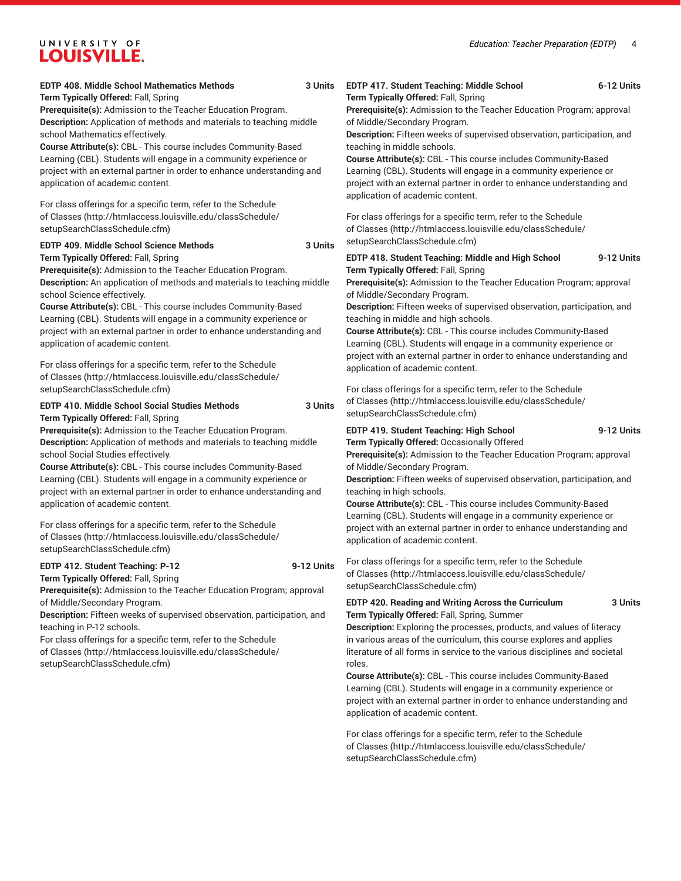**EDTP 408. Middle School Mathematics Methods** **3 Units**

**Term Typically Offered:** Fall, Spring

**Prerequisite(s):** Admission to the Teacher Education Program.

**Description:** Application of methods and materials to teaching middle school Mathematics effectively.

**Course Attribute(s):** CBL - This course includes Community-Based Learning (CBL). Students will engage in a community experience or project with an external partner in order to enhance understanding and application of academic content.

For class offerings for a specific term, refer to the Schedule of Classes (http://htmlaccess.louisville.edu/classSchedule/setupSearchClassSchedule.cfm)

**EDTP 409. Middle School Science Methods** **3 Units**

**Term Typically Offered:** Fall, Spring

**Prerequisite(s):** Admission to the Teacher Education Program.

**Description:** An application of methods and materials to teaching middle school Science effectively.

**Course Attribute(s):** CBL - This course includes Community-Based Learning (CBL). Students will engage in a community experience or project with an external partner in order to enhance understanding and application of academic content.

For class offerings for a specific term, refer to the Schedule of Classes (http://htmlaccess.louisville.edu/classSchedule/setupSearchClassSchedule.cfm)

**EDTP 410. Middle School Social Studies Methods** **3 Units**

**Term Typically Offered:** Fall, Spring

**Prerequisite(s):** Admission to the Teacher Education Program.

**Description:** Application of methods and materials to teaching middle school Social Studies effectively.

**Course Attribute(s):** CBL - This course includes Community-Based Learning (CBL). Students will engage in a community experience or project with an external partner in order to enhance understanding and application of academic content.

For class offerings for a specific term, refer to the Schedule of Classes (http://htmlaccess.louisville.edu/classSchedule/setupSearchClassSchedule.cfm)

**EDTP 412. Student Teaching: P-12** **9-12 Units**

**Term Typically Offered:** Fall, Spring

**Prerequisite(s):** Admission to the Teacher Education Program; approval of Middle/Secondary Program.

**Description:** Fifteen weeks of supervised observation, participation, and teaching in P-12 schools.

For class offerings for a specific term, refer to the Schedule of Classes (http://htmlaccess.louisville.edu/classSchedule/setupSearchClassSchedule.cfm)

**EDTP 417. Student Teaching: Middle School** **6-12 Units**

**Term Typically Offered:** Fall, Spring

**Prerequisite(s):** Admission to the Teacher Education Program; approval of Middle/Secondary Program.

**Description:** Fifteen weeks of supervised observation, participation, and teaching in middle schools.

**Course Attribute(s):** CBL - This course includes Community-Based Learning (CBL). Students will engage in a community experience or project with an external partner in order to enhance understanding and application of academic content.

For class offerings for a specific term, refer to the Schedule of Classes (http://htmlaccess.louisville.edu/classSchedule/setupSearchClassSchedule.cfm)

**EDTP 418. Student Teaching: Middle and High School** **9-12 Units**

**Term Typically Offered:** Fall, Spring

**Prerequisite(s):** Admission to the Teacher Education Program; approval of Middle/Secondary Program.

**Description:** Fifteen weeks of supervised observation, participation, and teaching in middle and high schools.

**Course Attribute(s):** CBL - This course includes Community-Based Learning (CBL). Students will engage in a community experience or project with an external partner in order to enhance understanding and application of academic content.

For class offerings for a specific term, refer to the Schedule of Classes (http://htmlaccess.louisville.edu/classSchedule/setupSearchClassSchedule.cfm)

**EDTP 419. Student Teaching: High School** **9-12 Units**

**Term Typically Offered:** Occasionally Offered

**Prerequisite(s):** Admission to the Teacher Education Program; approval of Middle/Secondary Program.

**Description:** Fifteen weeks of supervised observation, participation, and teaching in high schools.

**Course Attribute(s):** CBL - This course includes Community-Based Learning (CBL). Students will engage in a community experience or project with an external partner in order to enhance understanding and application of academic content.

For class offerings for a specific term, refer to the Schedule of Classes (http://htmlaccess.louisville.edu/classSchedule/setupSearchClassSchedule.cfm)

**EDTP 420. Reading and Writing Across the Curriculum** **3 Units**

**Term Typically Offered:** Fall, Spring, Summer

**Description:** Exploring the processes, products, and values of literacy in various areas of the curriculum, this course explores and applies literature of all forms in service to the various disciplines and societal roles.

**Course Attribute(s):** CBL - This course includes Community-Based Learning (CBL). Students will engage in a community experience or project with an external partner in order to enhance understanding and application of academic content.

For class offerings for a specific term, refer to the Schedule of Classes (http://htmlaccess.louisville.edu/classSchedule/setupSearchClassSchedule.cfm)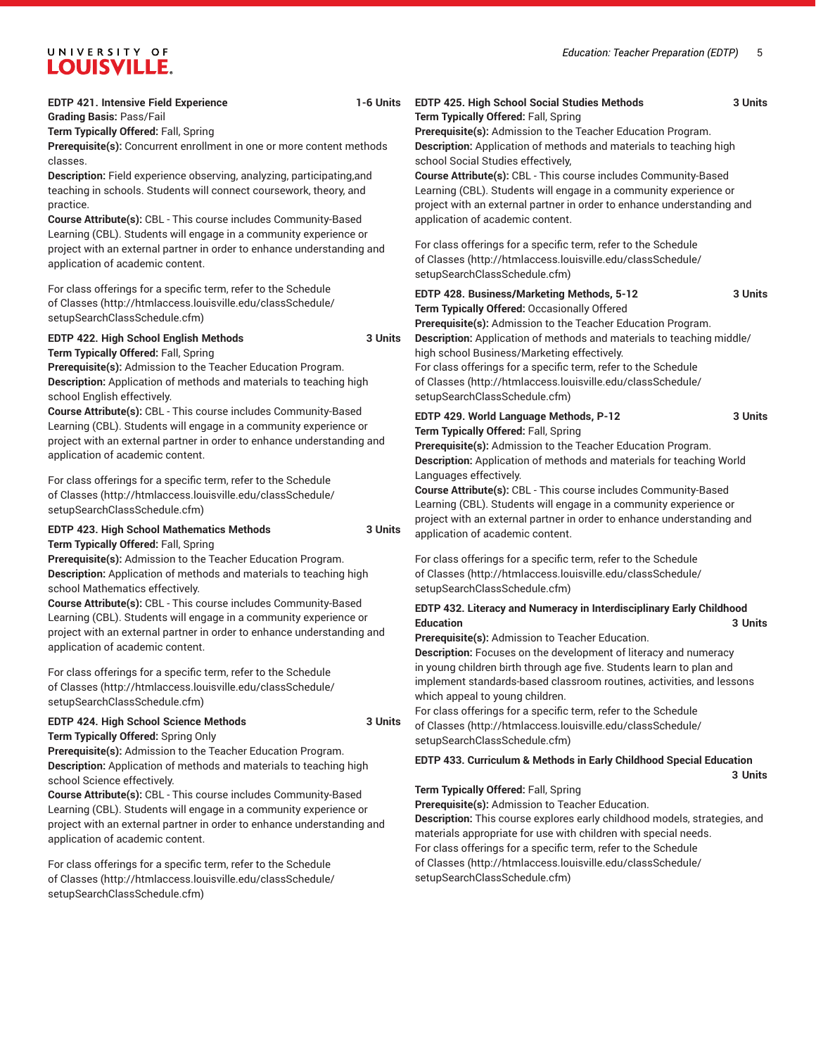**EDTP 421. Intensive Field Experience** 1-6 Units
**Grading Basis:** Pass/Fail
**Term Typically Offered:** Fall, Spring
**Prerequisite(s):** Concurrent enrollment in one or more content methods classes.
**Description:** Field experience observing, analyzing, participating,and teaching in schools. Students will connect coursework, theory, and practice.
**Course Attribute(s):** CBL - This course includes Community-Based Learning (CBL). Students will engage in a community experience or project with an external partner in order to enhance understanding and application of academic content.

For class offerings for a specific term, refer to the Schedule of Classes (http://htmlaccess.louisville.edu/classSchedule/setupSearchClassSchedule.cfm)

**EDTP 422. High School English Methods** 3 Units
**Term Typically Offered:** Fall, Spring
**Prerequisite(s):** Admission to the Teacher Education Program.
**Description:** Application of methods and materials to teaching high school English effectively.
**Course Attribute(s):** CBL - This course includes Community-Based Learning (CBL). Students will engage in a community experience or project with an external partner in order to enhance understanding and application of academic content.

For class offerings for a specific term, refer to the Schedule of Classes (http://htmlaccess.louisville.edu/classSchedule/setupSearchClassSchedule.cfm)

**EDTP 423. High School Mathematics Methods** 3 Units
**Term Typically Offered:** Fall, Spring
**Prerequisite(s):** Admission to the Teacher Education Program.
**Description:** Application of methods and materials to teaching high school Mathematics effectively.
**Course Attribute(s):** CBL - This course includes Community-Based Learning (CBL). Students will engage in a community experience or project with an external partner in order to enhance understanding and application of academic content.

For class offerings for a specific term, refer to the Schedule of Classes (http://htmlaccess.louisville.edu/classSchedule/setupSearchClassSchedule.cfm)

**EDTP 424. High School Science Methods** 3 Units
**Term Typically Offered:** Spring Only
**Prerequisite(s):** Admission to the Teacher Education Program.
**Description:** Application of methods and materials to teaching high school Science effectively.
**Course Attribute(s):** CBL - This course includes Community-Based Learning (CBL). Students will engage in a community experience or project with an external partner in order to enhance understanding and application of academic content.

For class offerings for a specific term, refer to the Schedule of Classes (http://htmlaccess.louisville.edu/classSchedule/setupSearchClassSchedule.cfm)

**EDTP 425. High School Social Studies Methods** 3 Units
**Term Typically Offered:** Fall, Spring
**Prerequisite(s):** Admission to the Teacher Education Program.
**Description:** Application of methods and materials to teaching high school Social Studies effectively,
**Course Attribute(s):** CBL - This course includes Community-Based Learning (CBL). Students will engage in a community experience or project with an external partner in order to enhance understanding and application of academic content.

For class offerings for a specific term, refer to the Schedule of Classes (http://htmlaccess.louisville.edu/classSchedule/setupSearchClassSchedule.cfm)

**EDTP 428. Business/Marketing Methods, 5-12** 3 Units
**Term Typically Offered:** Occasionally Offered
**Prerequisite(s):** Admission to the Teacher Education Program.
**Description:** Application of methods and materials to teaching middle/high school Business/Marketing effectively.
For class offerings for a specific term, refer to the Schedule of Classes (http://htmlaccess.louisville.edu/classSchedule/setupSearchClassSchedule.cfm)

**EDTP 429. World Language Methods, P-12** 3 Units
**Term Typically Offered:** Fall, Spring
**Prerequisite(s):** Admission to the Teacher Education Program.
**Description:** Application of methods and materials for teaching World Languages effectively.
**Course Attribute(s):** CBL - This course includes Community-Based Learning (CBL). Students will engage in a community experience or project with an external partner in order to enhance understanding and application of academic content.

For class offerings for a specific term, refer to the Schedule of Classes (http://htmlaccess.louisville.edu/classSchedule/setupSearchClassSchedule.cfm)

**EDTP 432. Literacy and Numeracy in Interdisciplinary Early Childhood Education** 3 Units
**Prerequisite(s):** Admission to Teacher Education.
**Description:** Focuses on the development of literacy and numeracy in young children birth through age five. Students learn to plan and implement standards-based classroom routines, activities, and lessons which appeal to young children.
For class offerings for a specific term, refer to the Schedule of Classes (http://htmlaccess.louisville.edu/classSchedule/setupSearchClassSchedule.cfm)

**EDTP 433. Curriculum & Methods in Early Childhood Special Education** 3 Units
**Term Typically Offered:** Fall, Spring
**Prerequisite(s):** Admission to Teacher Education.
**Description:** This course explores early childhood models, strategies, and materials appropriate for use with children with special needs.
For class offerings for a specific term, refer to the Schedule of Classes (http://htmlaccess.louisville.edu/classSchedule/setupSearchClassSchedule.cfm)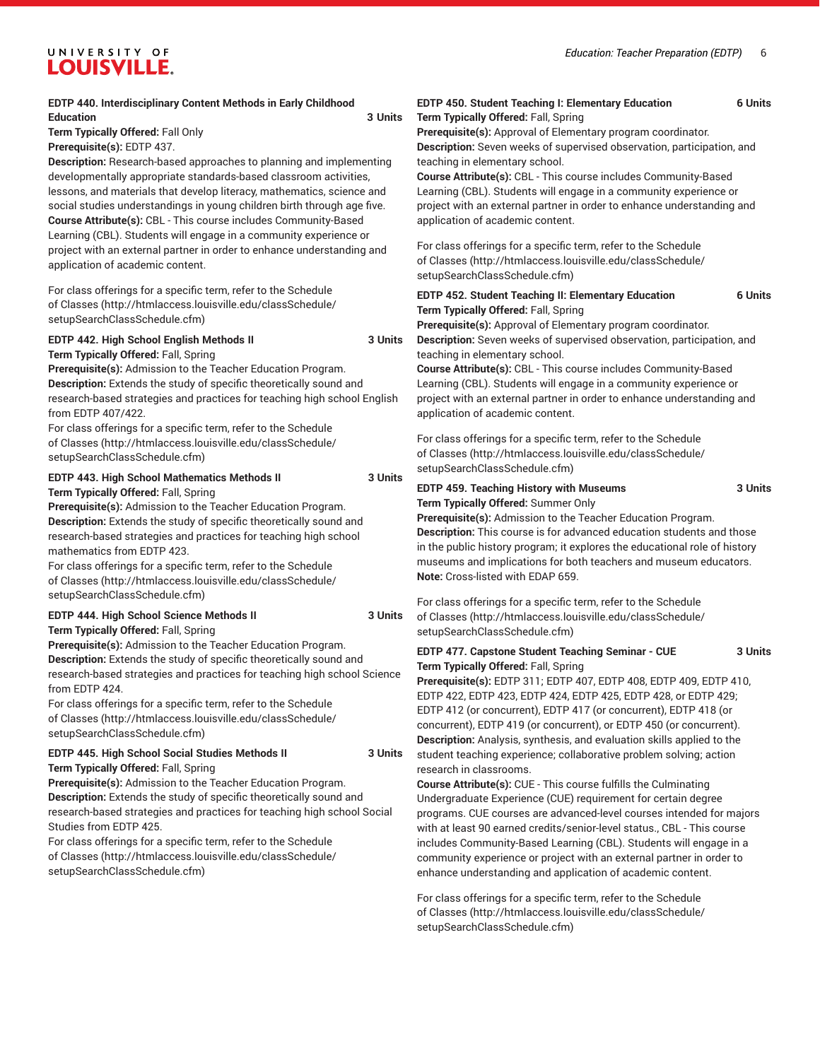**EDTP 440. Interdisciplinary Content Methods in Early Childhood Education 3 Units**

**Term Typically Offered:** Fall Only

**Prerequisite(s):** EDTP 437.

**Description:** Research-based approaches to planning and implementing developmentally appropriate standards-based classroom activities, lessons, and materials that develop literacy, mathematics, science and social studies understandings in young children birth through age five.

**Course Attribute(s):** CBL - This course includes Community-Based Learning (CBL). Students will engage in a community experience or project with an external partner in order to enhance understanding and application of academic content.

For class offerings for a specific term, refer to the Schedule of Classes (http://htmlaccess.louisville.edu/classSchedule/setupSearchClassSchedule.cfm)

**EDTP 442. High School English Methods II 3 Units**

**Term Typically Offered:** Fall, Spring

**Prerequisite(s):** Admission to the Teacher Education Program.

**Description:** Extends the study of specific theoretically sound and research-based strategies and practices for teaching high school English from EDTP 407/422.

For class offerings for a specific term, refer to the Schedule of Classes (http://htmlaccess.louisville.edu/classSchedule/setupSearchClassSchedule.cfm)

**EDTP 443. High School Mathematics Methods II 3 Units**

**Term Typically Offered:** Fall, Spring

**Prerequisite(s):** Admission to the Teacher Education Program.

**Description:** Extends the study of specific theoretically sound and research-based strategies and practices for teaching high school mathematics from EDTP 423.

For class offerings for a specific term, refer to the Schedule of Classes (http://htmlaccess.louisville.edu/classSchedule/setupSearchClassSchedule.cfm)

**EDTP 444. High School Science Methods II 3 Units**

**Term Typically Offered:** Fall, Spring

**Prerequisite(s):** Admission to the Teacher Education Program.

**Description:** Extends the study of specific theoretically sound and research-based strategies and practices for teaching high school Science from EDTP 424.

For class offerings for a specific term, refer to the Schedule of Classes (http://htmlaccess.louisville.edu/classSchedule/setupSearchClassSchedule.cfm)

**EDTP 445. High School Social Studies Methods II 3 Units**

**Term Typically Offered:** Fall, Spring

**Prerequisite(s):** Admission to the Teacher Education Program.

**Description:** Extends the study of specific theoretically sound and research-based strategies and practices for teaching high school Social Studies from EDTP 425.

For class offerings for a specific term, refer to the Schedule of Classes (http://htmlaccess.louisville.edu/classSchedule/setupSearchClassSchedule.cfm)

**EDTP 450. Student Teaching I: Elementary Education 6 Units**

**Term Typically Offered:** Fall, Spring

**Prerequisite(s):** Approval of Elementary program coordinator.

**Description:** Seven weeks of supervised observation, participation, and teaching in elementary school.

**Course Attribute(s):** CBL - This course includes Community-Based Learning (CBL). Students will engage in a community experience or project with an external partner in order to enhance understanding and application of academic content.

For class offerings for a specific term, refer to the Schedule of Classes (http://htmlaccess.louisville.edu/classSchedule/setupSearchClassSchedule.cfm)

**EDTP 452. Student Teaching II: Elementary Education 6 Units**

**Term Typically Offered:** Fall, Spring

**Prerequisite(s):** Approval of Elementary program coordinator.

**Description:** Seven weeks of supervised observation, participation, and teaching in elementary school.

**Course Attribute(s):** CBL - This course includes Community-Based Learning (CBL). Students will engage in a community experience or project with an external partner in order to enhance understanding and application of academic content.

For class offerings for a specific term, refer to the Schedule of Classes (http://htmlaccess.louisville.edu/classSchedule/setupSearchClassSchedule.cfm)

**EDTP 459. Teaching History with Museums 3 Units**

**Term Typically Offered:** Summer Only

**Prerequisite(s):** Admission to the Teacher Education Program.

**Description:** This course is for advanced education students and those in the public history program; it explores the educational role of history museums and implications for both teachers and museum educators.

**Note:** Cross-listed with EDAP 659.

For class offerings for a specific term, refer to the Schedule of Classes (http://htmlaccess.louisville.edu/classSchedule/setupSearchClassSchedule.cfm)

**EDTP 477. Capstone Student Teaching Seminar - CUE 3 Units**

**Term Typically Offered:** Fall, Spring

**Prerequisite(s):** EDTP 311; EDTP 407, EDTP 408, EDTP 409, EDTP 410, EDTP 422, EDTP 423, EDTP 424, EDTP 425, EDTP 428, or EDTP 429; EDTP 412 (or concurrent), EDTP 417 (or concurrent), EDTP 418 (or concurrent), EDTP 419 (or concurrent), or EDTP 450 (or concurrent).

**Description:** Analysis, synthesis, and evaluation skills applied to the student teaching experience; collaborative problem solving; action research in classrooms.

**Course Attribute(s):** CUE - This course fulfills the Culminating Undergraduate Experience (CUE) requirement for certain degree programs. CUE courses are advanced-level courses intended for majors with at least 90 earned credits/senior-level status., CBL - This course includes Community-Based Learning (CBL). Students will engage in a community experience or project with an external partner in order to enhance understanding and application of academic content.

For class offerings for a specific term, refer to the Schedule of Classes (http://htmlaccess.louisville.edu/classSchedule/setupSearchClassSchedule.cfm)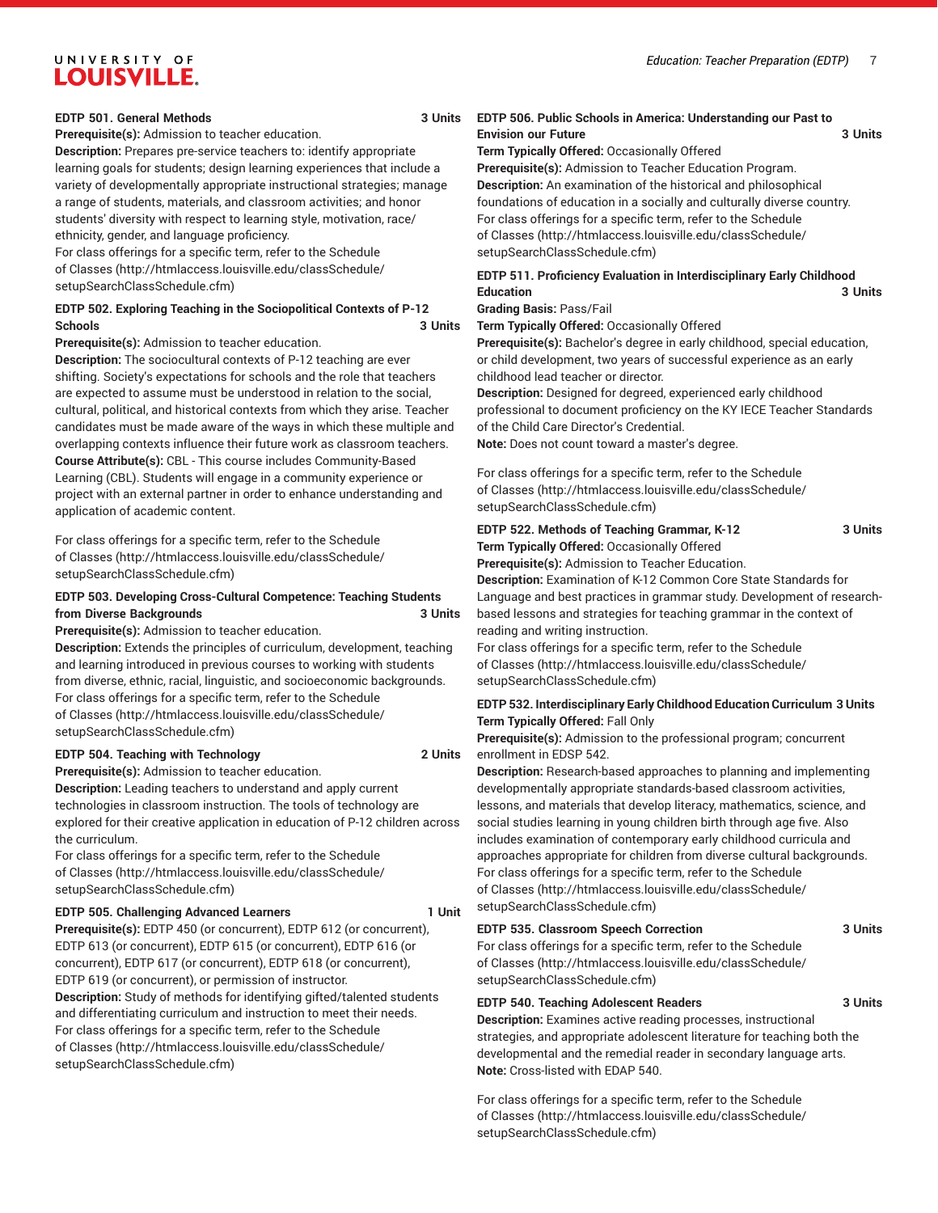**EDTP 501. General Methods** 3 Units

**Prerequisite(s):** Admission to teacher education.

**Description:** Prepares pre-service teachers to: identify appropriate learning goals for students; design learning experiences that include a variety of developmentally appropriate instructional strategies; manage a range of students, materials, and classroom activities; and honor students' diversity with respect to learning style, motivation, race/ethnicity, gender, and language proficiency.

For class offerings for a specific term, refer to the Schedule of Classes (http://htmlaccess.louisville.edu/classSchedule/setupSearchClassSchedule.cfm)

**EDTP 502. Exploring Teaching in the Sociopolitical Contexts of P-12 Schools** 3 Units

**Prerequisite(s):** Admission to teacher education.

**Description:** The sociocultural contexts of P-12 teaching are ever shifting. Society's expectations for schools and the role that teachers are expected to assume must be understood in relation to the social, cultural, political, and historical contexts from which they arise. Teacher candidates must be made aware of the ways in which these multiple and overlapping contexts influence their future work as classroom teachers.

**Course Attribute(s):** CBL - This course includes Community-Based Learning (CBL). Students will engage in a community experience or project with an external partner in order to enhance understanding and application of academic content.

For class offerings for a specific term, refer to the Schedule of Classes (http://htmlaccess.louisville.edu/classSchedule/setupSearchClassSchedule.cfm)

**EDTP 503. Developing Cross-Cultural Competence: Teaching Students from Diverse Backgrounds** 3 Units

**Prerequisite(s):** Admission to teacher education.

**Description:** Extends the principles of curriculum, development, teaching and learning introduced in previous courses to working with students from diverse, ethnic, racial, linguistic, and socioeconomic backgrounds.

For class offerings for a specific term, refer to the Schedule of Classes (http://htmlaccess.louisville.edu/classSchedule/setupSearchClassSchedule.cfm)

**EDTP 504. Teaching with Technology** 2 Units

**Prerequisite(s):** Admission to teacher education.

**Description:** Leading teachers to understand and apply current technologies in classroom instruction. The tools of technology are explored for their creative application in education of P-12 children across the curriculum.

For class offerings for a specific term, refer to the Schedule of Classes (http://htmlaccess.louisville.edu/classSchedule/setupSearchClassSchedule.cfm)

**EDTP 505. Challenging Advanced Learners** 1 Unit

**Prerequisite(s):** EDTP 450 (or concurrent), EDTP 612 (or concurrent), EDTP 613 (or concurrent), EDTP 615 (or concurrent), EDTP 616 (or concurrent), EDTP 617 (or concurrent), EDTP 618 (or concurrent), EDTP 619 (or concurrent), or permission of instructor.

**Description:** Study of methods for identifying gifted/talented students and differentiating curriculum and instruction to meet their needs.

For class offerings for a specific term, refer to the Schedule of Classes (http://htmlaccess.louisville.edu/classSchedule/setupSearchClassSchedule.cfm)

**EDTP 506. Public Schools in America: Understanding our Past to Envision our Future** 3 Units

**Term Typically Offered:** Occasionally Offered

**Prerequisite(s):** Admission to Teacher Education Program.

**Description:** An examination of the historical and philosophical foundations of education in a socially and culturally diverse country.

For class offerings for a specific term, refer to the Schedule of Classes (http://htmlaccess.louisville.edu/classSchedule/setupSearchClassSchedule.cfm)

**EDTP 511. Proficiency Evaluation in Interdisciplinary Early Childhood Education** 3 Units

**Grading Basis:** Pass/Fail

**Term Typically Offered:** Occasionally Offered

**Prerequisite(s):** Bachelor's degree in early childhood, special education, or child development, two years of successful experience as an early childhood lead teacher or director.

**Description:** Designed for degreed, experienced early childhood professional to document proficiency on the KY IECE Teacher Standards of the Child Care Director's Credential.

**Note:** Does not count toward a master's degree.

For class offerings for a specific term, refer to the Schedule of Classes (http://htmlaccess.louisville.edu/classSchedule/setupSearchClassSchedule.cfm)

**EDTP 522. Methods of Teaching Grammar, K-12** 3 Units

**Term Typically Offered:** Occasionally Offered

**Prerequisite(s):** Admission to Teacher Education.

**Description:** Examination of K-12 Common Core State Standards for Language and best practices in grammar study. Development of research-based lessons and strategies for teaching grammar in the context of reading and writing instruction.

For class offerings for a specific term, refer to the Schedule of Classes (http://htmlaccess.louisville.edu/classSchedule/setupSearchClassSchedule.cfm)

**EDTP 532. Interdisciplinary Early Childhood Education Curriculum** 3 Units

**Term Typically Offered:** Fall Only

**Prerequisite(s):** Admission to the professional program; concurrent enrollment in EDSP 542.

**Description:** Research-based approaches to planning and implementing developmentally appropriate standards-based classroom activities, lessons, and materials that develop literacy, mathematics, science, and social studies learning in young children birth through age five. Also includes examination of contemporary early childhood curricula and approaches appropriate for children from diverse cultural backgrounds.

For class offerings for a specific term, refer to the Schedule of Classes (http://htmlaccess.louisville.edu/classSchedule/setupSearchClassSchedule.cfm)

**EDTP 535. Classroom Speech Correction** 3 Units

For class offerings for a specific term, refer to the Schedule of Classes (http://htmlaccess.louisville.edu/classSchedule/setupSearchClassSchedule.cfm)

**EDTP 540. Teaching Adolescent Readers** 3 Units

**Description:** Examines active reading processes, instructional strategies, and appropriate adolescent literature for teaching both the developmental and the remedial reader in secondary language arts.

**Note:** Cross-listed with EDAP 540.

For class offerings for a specific term, refer to the Schedule of Classes (http://htmlaccess.louisville.edu/classSchedule/setupSearchClassSchedule.cfm)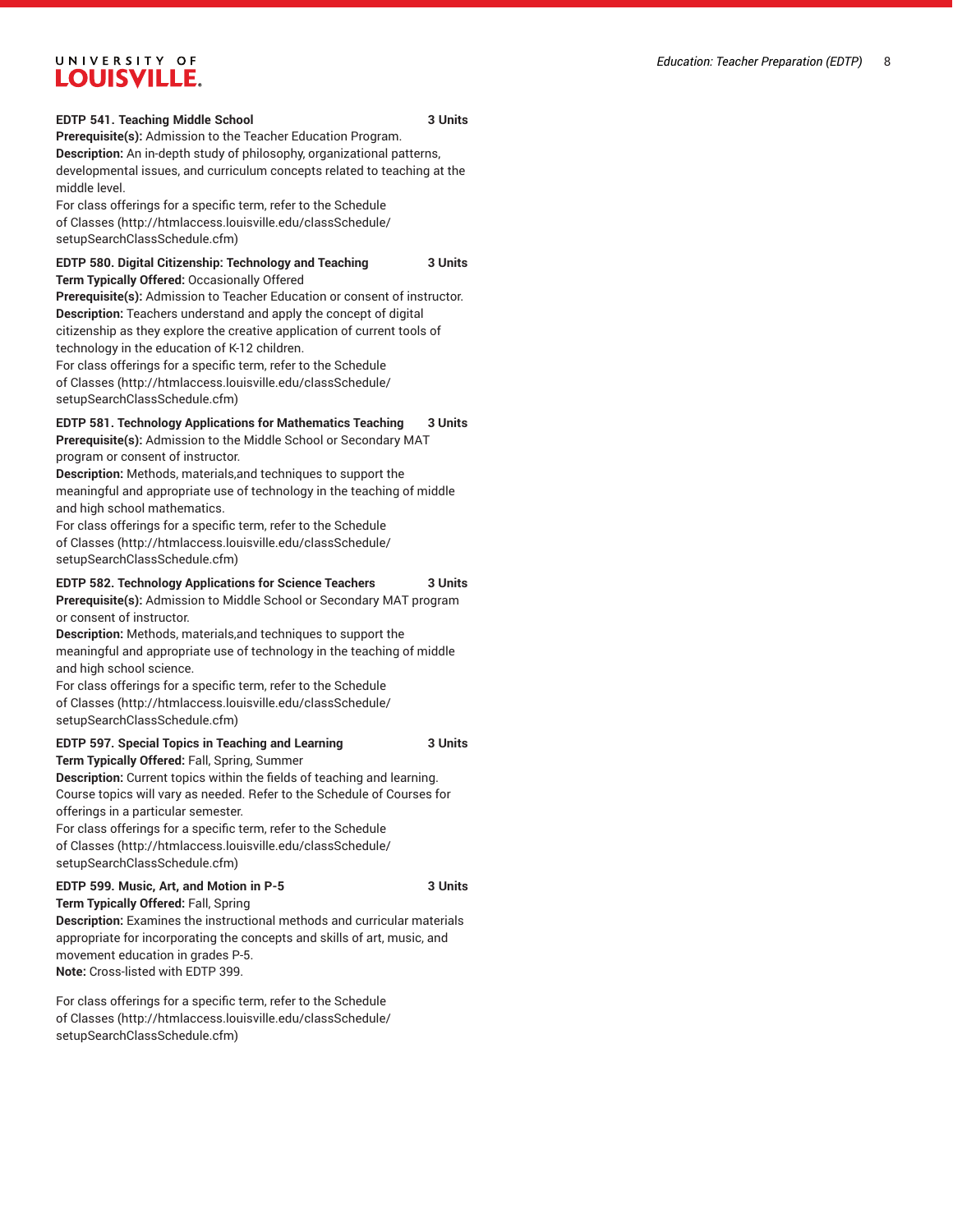**EDTP 541. Teaching Middle School** **3 Units**
**Prerequisite(s):** Admission to the Teacher Education Program.
**Description:** An in-depth study of philosophy, organizational patterns, developmental issues, and curriculum concepts related to teaching at the middle level.
For class offerings for a specific term, refer to the Schedule of Classes (http://htmlaccess.louisville.edu/classSchedule/setupSearchClassSchedule.cfm)

**EDTP 580. Digital Citizenship: Technology and Teaching** **3 Units**
**Term Typically Offered:** Occasionally Offered
**Prerequisite(s):** Admission to Teacher Education or consent of instructor.
**Description:** Teachers understand and apply the concept of digital citizenship as they explore the creative application of current tools of technology in the education of K-12 children.
For class offerings for a specific term, refer to the Schedule of Classes (http://htmlaccess.louisville.edu/classSchedule/setupSearchClassSchedule.cfm)

**EDTP 581. Technology Applications for Mathematics Teaching** **3 Units**
**Prerequisite(s):** Admission to the Middle School or Secondary MAT program or consent of instructor.
**Description:** Methods, materials,and techniques to support the meaningful and appropriate use of technology in the teaching of middle and high school mathematics.
For class offerings for a specific term, refer to the Schedule of Classes (http://htmlaccess.louisville.edu/classSchedule/setupSearchClassSchedule.cfm)

**EDTP 582. Technology Applications for Science Teachers** **3 Units**
**Prerequisite(s):** Admission to Middle School or Secondary MAT program or consent of instructor.
**Description:** Methods, materials,and techniques to support the meaningful and appropriate use of technology in the teaching of middle and high school science.
For class offerings for a specific term, refer to the Schedule of Classes (http://htmlaccess.louisville.edu/classSchedule/setupSearchClassSchedule.cfm)

**EDTP 597. Special Topics in Teaching and Learning** **3 Units**
**Term Typically Offered:** Fall, Spring, Summer
**Description:** Current topics within the fields of teaching and learning. Course topics will vary as needed. Refer to the Schedule of Courses for offerings in a particular semester.
For class offerings for a specific term, refer to the Schedule of Classes (http://htmlaccess.louisville.edu/classSchedule/setupSearchClassSchedule.cfm)

**EDTP 599. Music, Art, and Motion in P-5** **3 Units**
**Term Typically Offered:** Fall, Spring
**Description:** Examines the instructional methods and curricular materials appropriate for incorporating the concepts and skills of art, music, and movement education in grades P-5.
**Note:** Cross-listed with EDTP 399.

For class offerings for a specific term, refer to the Schedule of Classes (http://htmlaccess.louisville.edu/classSchedule/setupSearchClassSchedule.cfm)